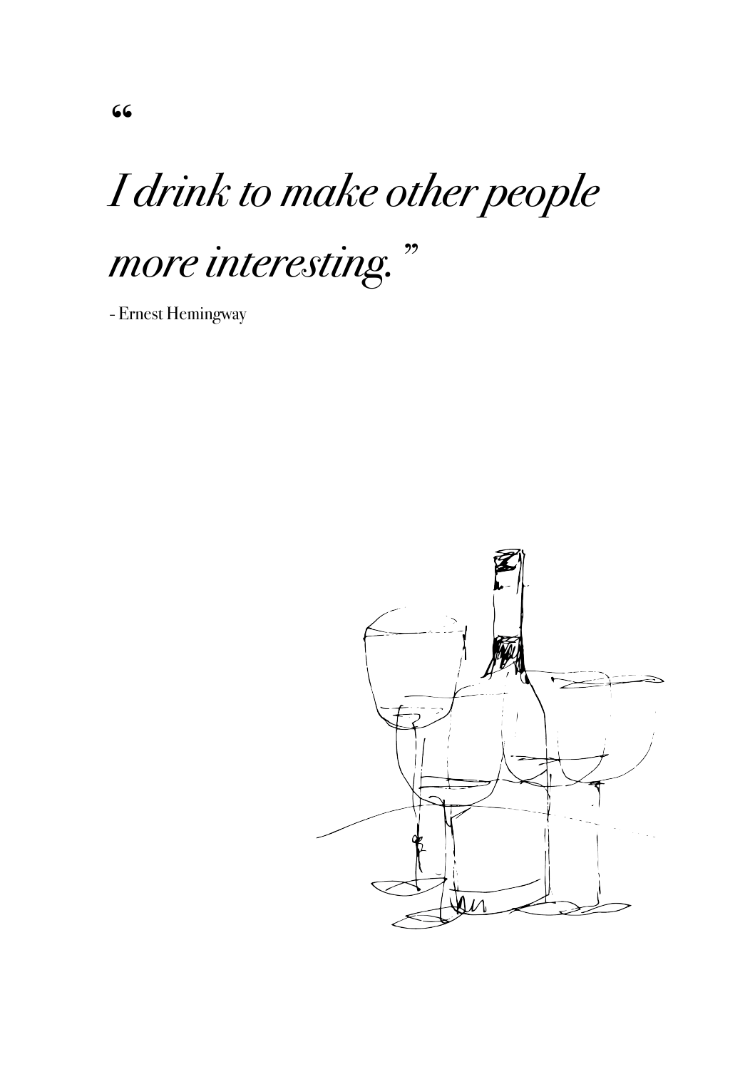"

*I drink to make other people more interesting."*

- Ernest Hemingway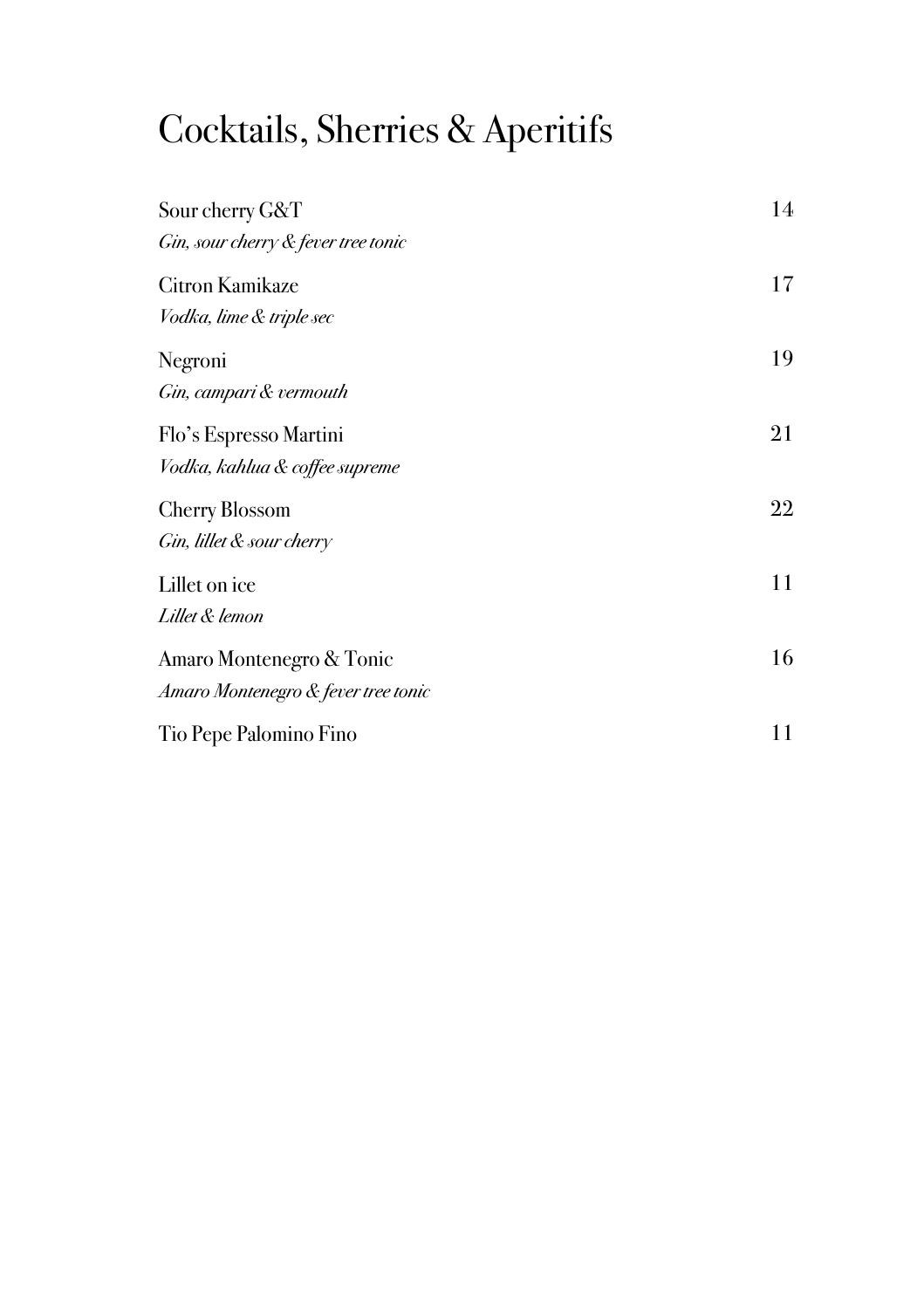# Cocktails, Sherries & Aperitifs

Sour cherry G&T — 14
*Gin, sour cherry & fever tree tonic*

Citron Kamikaze — 17
*Vodka, lime & triple sec*

Negroni — 19
*Gin, campari & vermouth*

Flo's Espresso Martini — 21
*Vodka, kahlua & coffee supreme*

Cherry Blossom — 22
*Gin, lillet & sour cherry*

Lillet on ice — 11
*Lillet & lemon*

Amaro Montenegro & Tonic — 16
*Amaro Montenegro & fever tree tonic*

Tio Pepe Palomino Fino — 11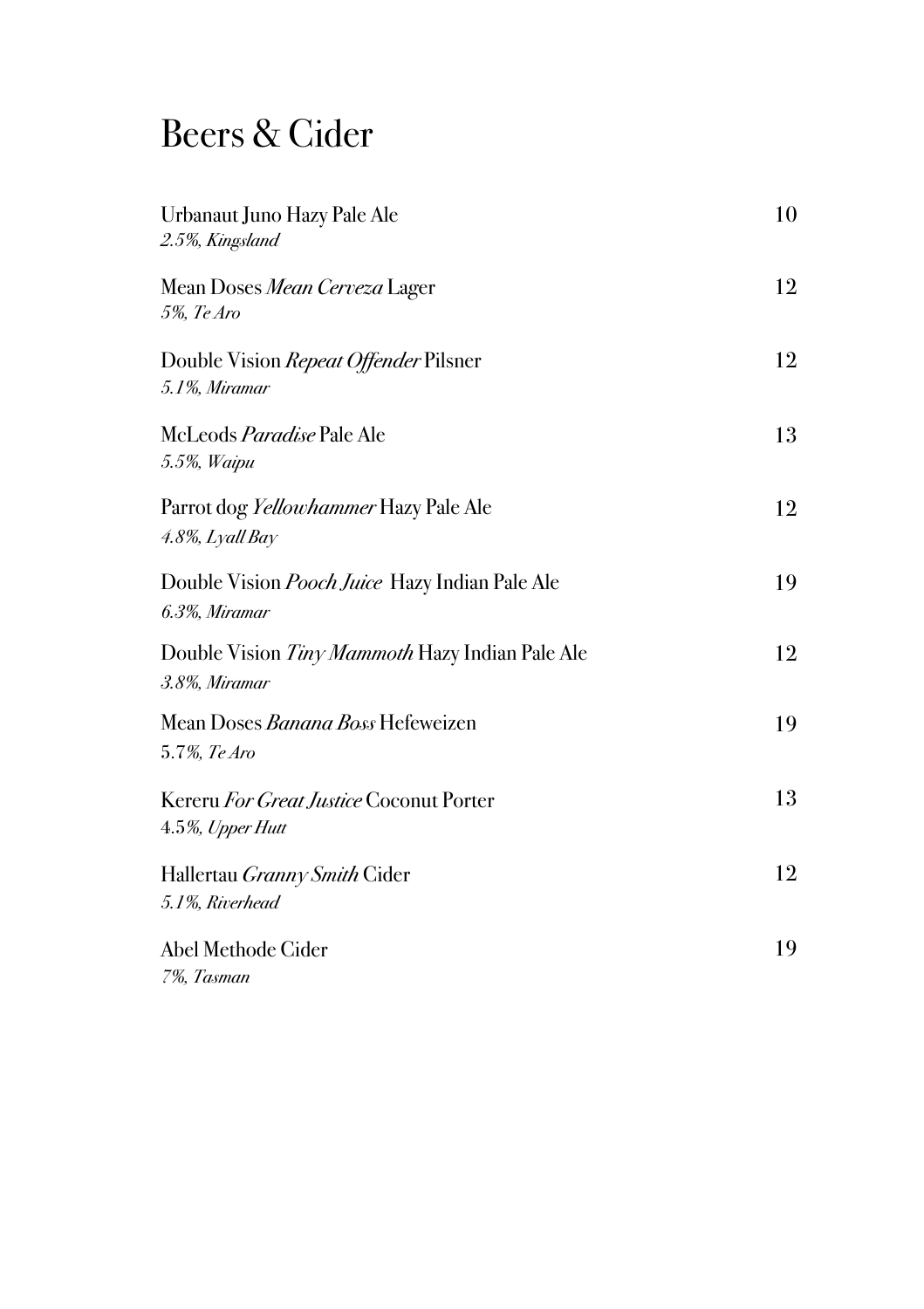# Beers & Cider

Urbanaut Juno Hazy Pale Ale — 10
*2.5%, Kingsland*

Mean Doses *Mean Cerveza* Lager — 12
*5%, Te Aro*

Double Vision *Repeat Offender* Pilsner — 12
*5.1%, Miramar*

McLeods *Paradise* Pale Ale — 13
*5.5%, Waipu*

Parrot dog *Yellowhammer* Hazy Pale Ale — 12
*4.8%, Lyall Bay*

Double Vision *Pooch Juice* Hazy Indian Pale Ale — 19
*6.3%, Miramar*

Double Vision *Tiny Mammoth* Hazy Indian Pale Ale — 12
*3.8%, Miramar*

Mean Doses *Banana Boss* Hefeweizen — 19
5.7*%, Te Aro*

Kereru *For Great Justice* Coconut Porter — 13
4.5*%, Upper Hutt*

Hallertau *Granny Smith* Cider — 12
*5.1%, Riverhead*

Abel Methode Cider — 19
*7%, Tasman*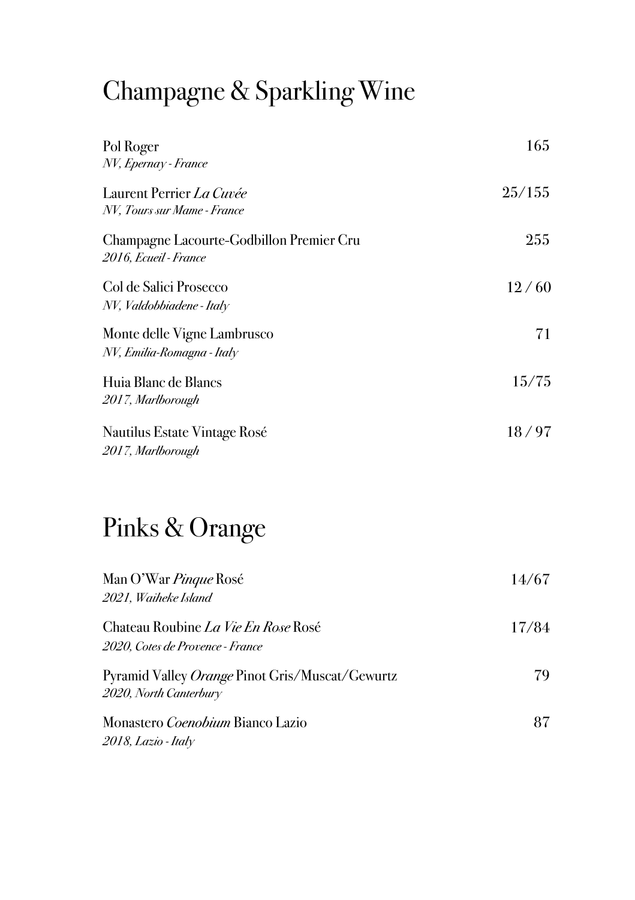# Champagne & Sparkling Wine

| | |
|---|---|
| Pol Roger<br>*NV, Epernay - France* | 165 |
| Laurent Perrier *La Cuvée*<br>*NV, Tours sur Mame - France* | 25/155 |
| Champagne Lacourte-Godbillon Premier Cru<br>*2016, Ecueil - France* | 255 |
| Col de Salici Prosecco<br>*NV, Valdobbiadene - Italy* | 12 / 60 |
| Monte delle Vigne Lambrusco<br>*NV, Emilia-Romagna - Italy* | 71 |
| Huia Blanc de Blancs<br>*2017, Marlborough* | 15/75 |
| Nautilus Estate Vintage Rosé<br>*2017, Marlborough* | 18 / 97 |

# Pinks & Orange

| | |
|---|---|
| Man O'War *Pinque* Rosé<br>*2021, Waiheke Island* | 14/67 |
| Chateau Roubine *La Vie En Rose* Rosé<br>*2020, Cotes de Provence - France* | 17/84 |
| Pyramid Valley *Orange* Pinot Gris/Muscat/Gewurtz<br>*2020, North Canterbury* | 79 |
| Monastero *Coenobium* Bianco Lazio<br>*2018, Lazio - Italy* | 87 |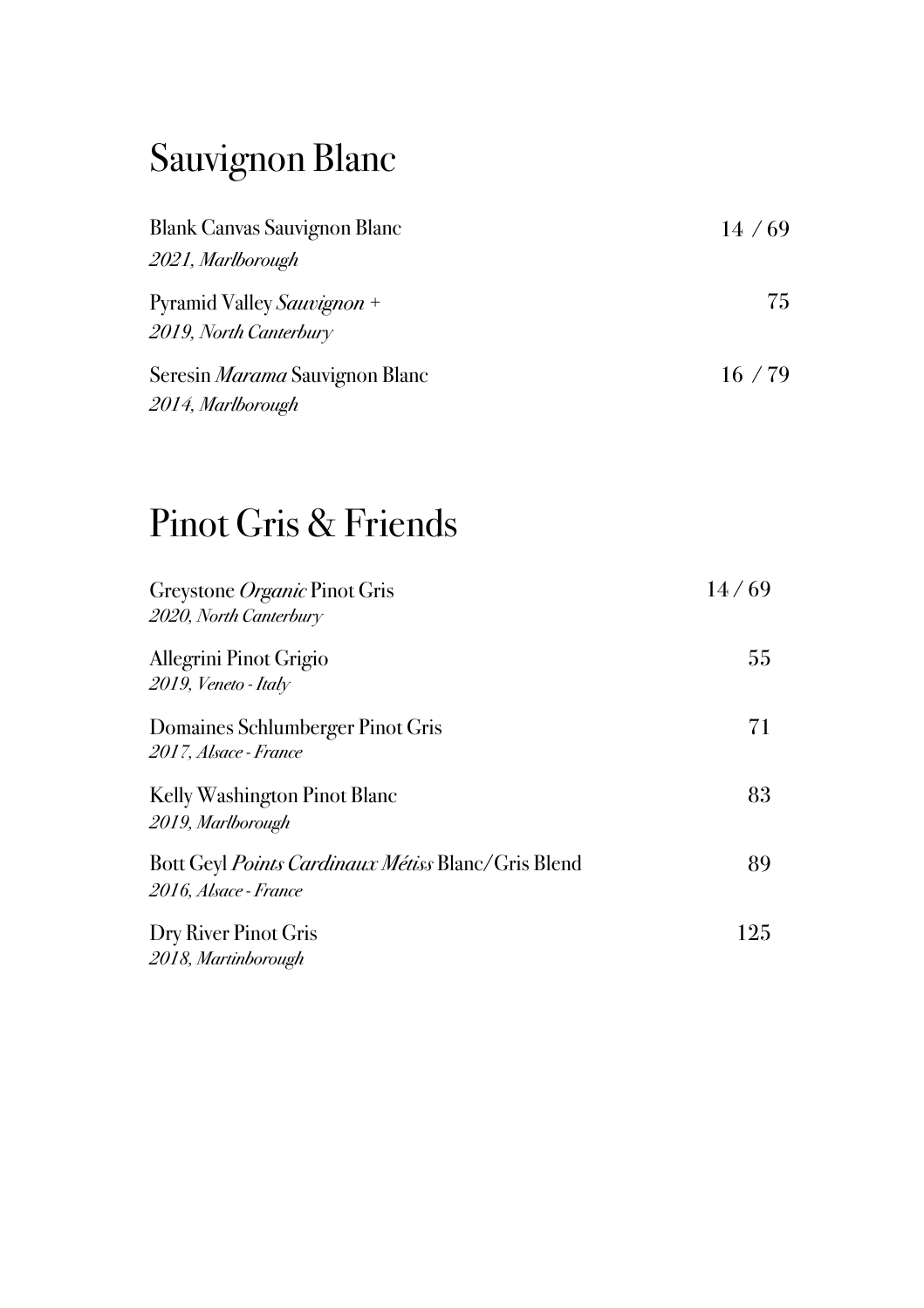# Sauvignon Blanc

Blank Canvas Sauvignon Blanc — 14 / 69
*2021, Marlborough*

Pyramid Valley *Sauvignon +* — 75
*2019, North Canterbury*

Seresin *Marama* Sauvignon Blanc — 16 / 79
*2014, Marlborough*

# Pinot Gris & Friends

Greystone *Organic* Pinot Gris — 14 / 69
*2020, North Canterbury*

Allegrini Pinot Grigio — 55
*2019, Veneto - Italy*

Domaines Schlumberger Pinot Gris — 71
*2017, Alsace - France*

Kelly Washington Pinot Blanc — 83
*2019, Marlborough*

Bott Geyl *Points Cardinaux Métiss* Blanc/Gris Blend — 89
*2016, Alsace - France*

Dry River Pinot Gris — 125
*2018, Martinborough*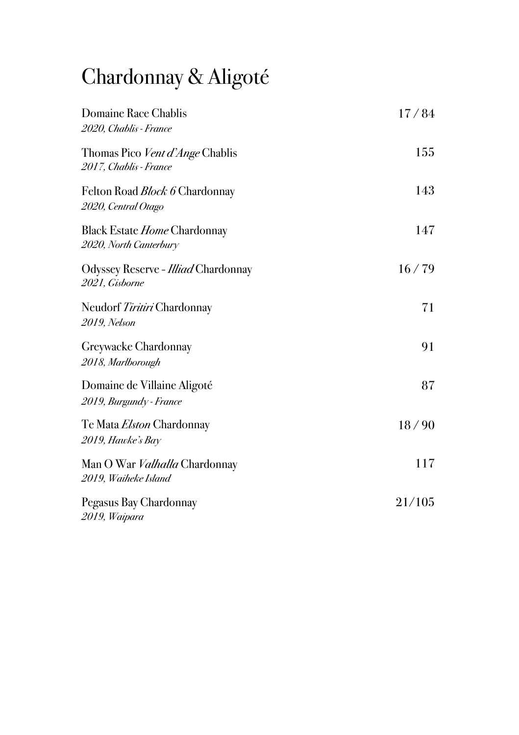# Chardonnay & Aligoté

Domaine Race Chablis — 17 / 84
*2020, Chablis - France*

Thomas Pico *Vent d'Ange* Chablis — 155
*2017, Chablis - France*

Felton Road *Block 6* Chardonnay — 143
*2020, Central Otago*

Black Estate *Home* Chardonnay — 147
*2020, North Canterbury*

Odyssey Reserve - *Illiad* Chardonnay — 16 / 79
*2021, Gisborne*

Neudorf *Tiritiri* Chardonnay — 71
*2019, Nelson*

Greywacke Chardonnay — 91
*2018, Marlborough*

Domaine de Villaine Aligoté — 87
*2019, Burgundy - France*

Te Mata *Elston* Chardonnay — 18 / 90
*2019, Hawke's Bay*

Man O War *Valhalla* Chardonnay — 117
*2019, Waiheke Island*

Pegasus Bay Chardonnay — 21/105
*2019, Waipara*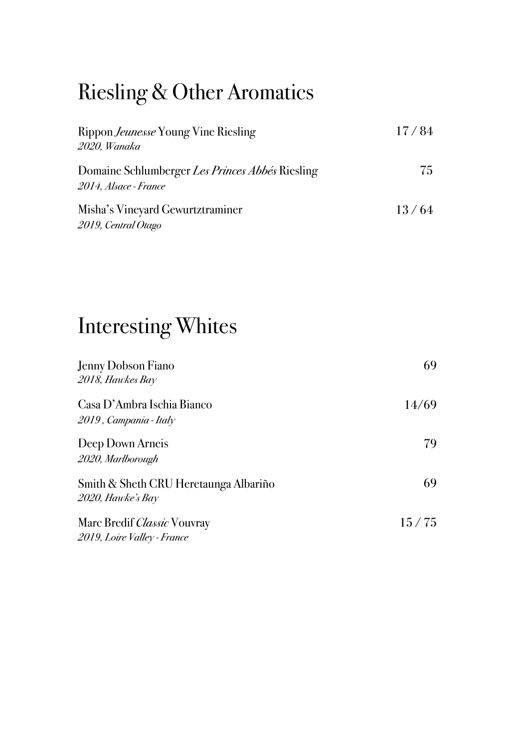# Riesling & Other Aromatics

Rippon *Jeunesse* Young Vine Riesling — 17 / 84
*2020, Wanaka*

Domaine Schlumberger *Les Princes Abbés* Riesling — 75
*2014, Alsace - France*

Misha's Vineyard Gewurtztraminer — 13 / 64
*2019, Central Otago*

# Interesting Whites

Jenny Dobson Fiano — 69
*2018, Hawkes Bay*

Casa D'Ambra Ischia Bianco — 14/69
*2019 , Campania - Italy*

Deep Down Arneis — 79
*2020, Marlborough*

Smith & Sheth CRU Heretaunga Albariño — 69
*2020, Hawke's Bay*

Marc Bredif *Classic* Vouvray — 15 / 75
*2019, Loire Valley - France*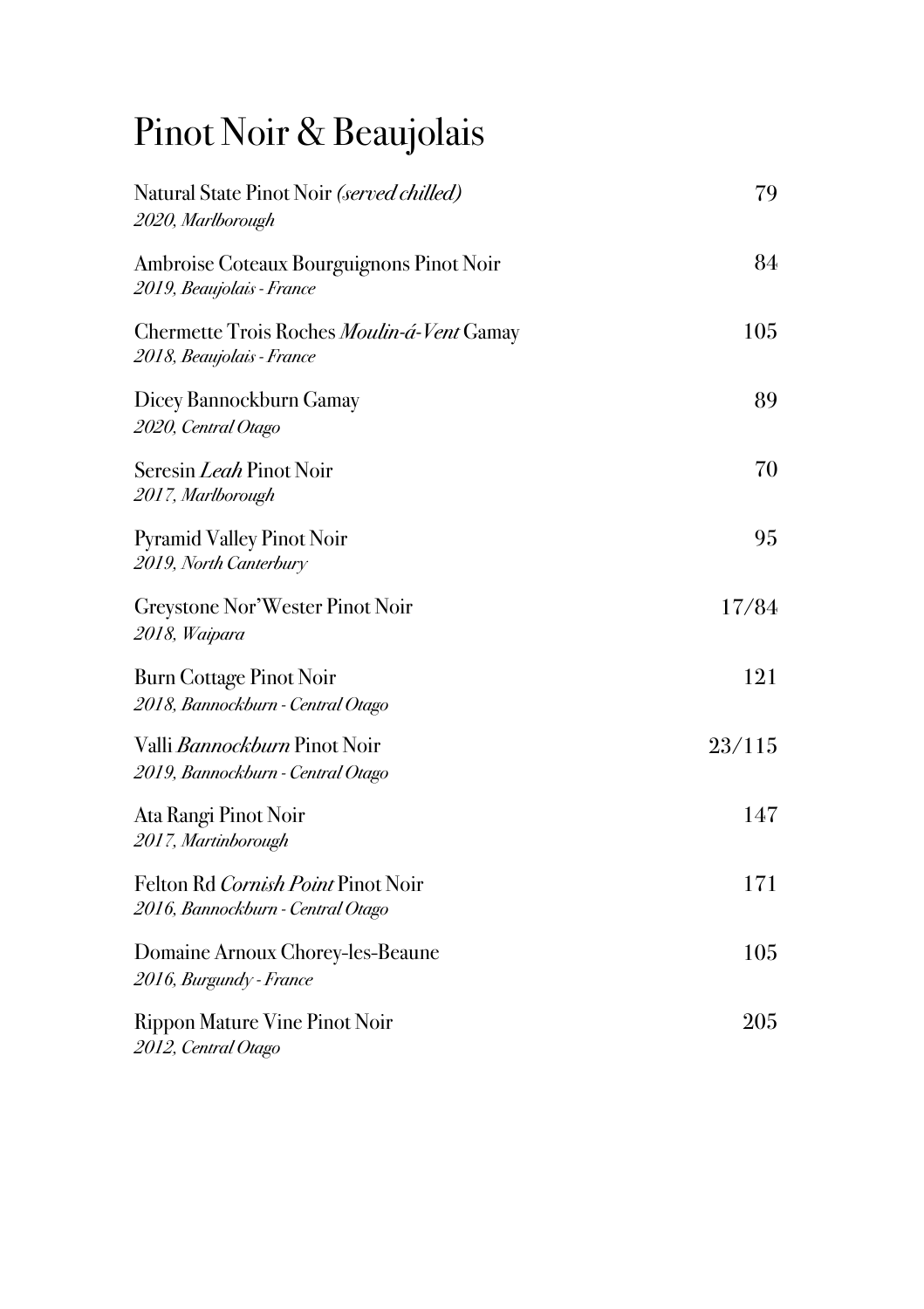# Pinot Noir & Beaujolais

| | |
|---|---|
| Natural State Pinot Noir *(served chilled)*<br>*2020, Marlborough* | 79 |
| Ambroise Coteaux Bourguignons Pinot Noir<br>*2019, Beaujolais - France* | 84 |
| Chermette Trois Roches *Moulin-á-Vent* Gamay<br>*2018, Beaujolais - France* | 105 |
| Dicey Bannockburn Gamay<br>*2020, Central Otago* | 89 |
| Seresin *Leah* Pinot Noir<br>*2017, Marlborough* | 70 |
| Pyramid Valley Pinot Noir<br>*2019, North Canterbury* | 95 |
| Greystone Nor'Wester Pinot Noir<br>*2018, Waipara* | 17/84 |
| Burn Cottage Pinot Noir<br>*2018, Bannockburn - Central Otago* | 121 |
| Valli *Bannockburn* Pinot Noir<br>*2019, Bannockburn - Central Otago* | 23/115 |
| Ata Rangi Pinot Noir<br>*2017, Martinborough* | 147 |
| Felton Rd *Cornish Point* Pinot Noir<br>*2016, Bannockburn - Central Otago* | 171 |
| Domaine Arnoux Chorey-les-Beaune<br>*2016, Burgundy - France* | 105 |
| Rippon Mature Vine Pinot Noir<br>*2012, Central Otago* | 205 |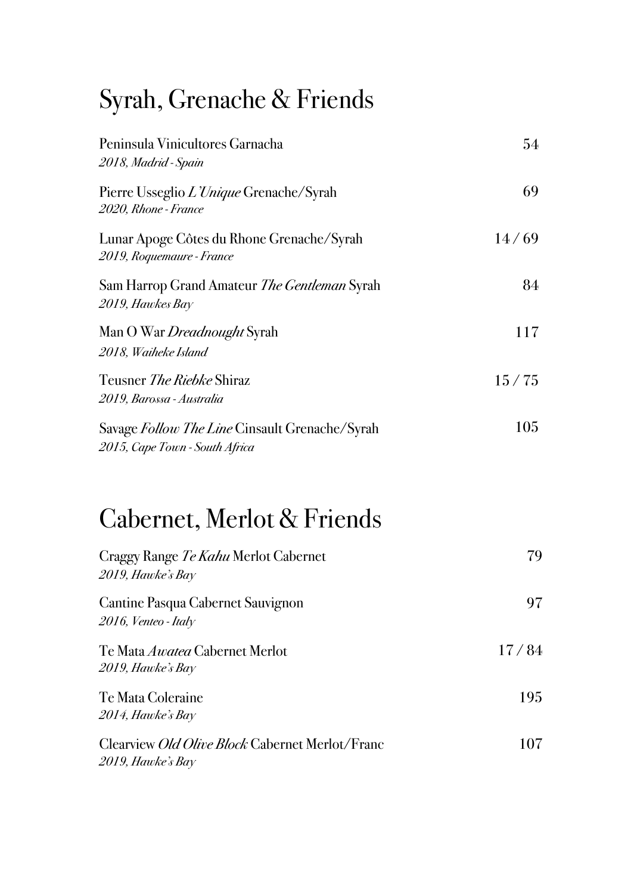# Syrah, Grenache & Friends

Peninsula Vinicultores Garnacha — 54
*2018, Madrid - Spain*

Pierre Usseglio *L'Unique* Grenache/Syrah — 69
*2020, Rhone - France*

Lunar Apoge Côtes du Rhone Grenache/Syrah — 14 / 69
*2019, Roquemaure - France*

Sam Harrop Grand Amateur *The Gentleman* Syrah — 84
*2019, Hawkes Bay*

Man O War *Dreadnought* Syrah — 117
*2018, Waiheke Island*

Teusner *The Riebke* Shiraz — 15 / 75
*2019, Barossa - Australia*

Savage *Follow The Line* Cinsault Grenache/Syrah — 105
*2015, Cape Town - South Africa*

# Cabernet, Merlot & Friends

Craggy Range *Te Kahu* Merlot Cabernet — 79
*2019, Hawke's Bay*

Cantine Pasqua Cabernet Sauvignon — 97
*2016, Venteo - Italy*

Te Mata *Awatea* Cabernet Merlot — 17 / 84
*2019, Hawke's Bay*

Te Mata Coleraine — 195
*2014, Hawke's Bay*

Clearview *Old Olive Block* Cabernet Merlot/Franc — 107
*2019, Hawke's Bay*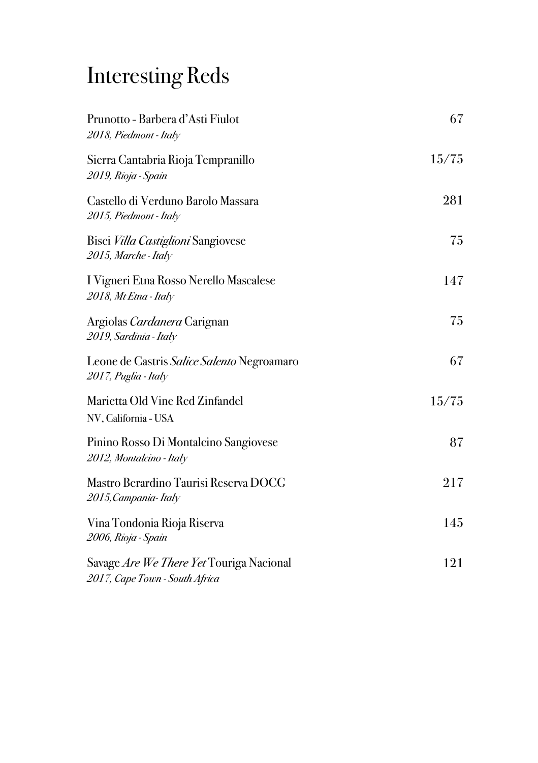# Interesting Reds

Prunotto - Barbera d'Asti Fiulot 67
*2018, Piedmont - Italy*

Sierra Cantabria Rioja Tempranillo 15/75
*2019, Rioja - Spain*

Castello di Verduno Barolo Massara 281
*2015, Piedmont - Italy*

Bisci *Villa Castiglioni* Sangiovese 75
*2015, Marche - Italy*

I Vigneri Etna Rosso Nerello Mascalese 147
*2018, Mt Etna - Italy*

Argiolas *Cardanera* Carignan 75
*2019, Sardinia - Italy*

Leone de Castris *Salice Salento* Negroamaro 67
*2017, Puglia - Italy*

Marietta Old Vine Red Zinfandel 15/75
NV, California - USA

Pinino Rosso Di Montalcino Sangiovese 87
*2012, Montalcino - Italy*

Mastro Berardino Taurisi Reserva DOCG 217
*2015,Campania- Italy*

Vina Tondonia Rioja Riserva 145
*2006, Rioja - Spain*

Savage *Are We There Yet* Touriga Nacional 121
*2017, Cape Town - South Africa*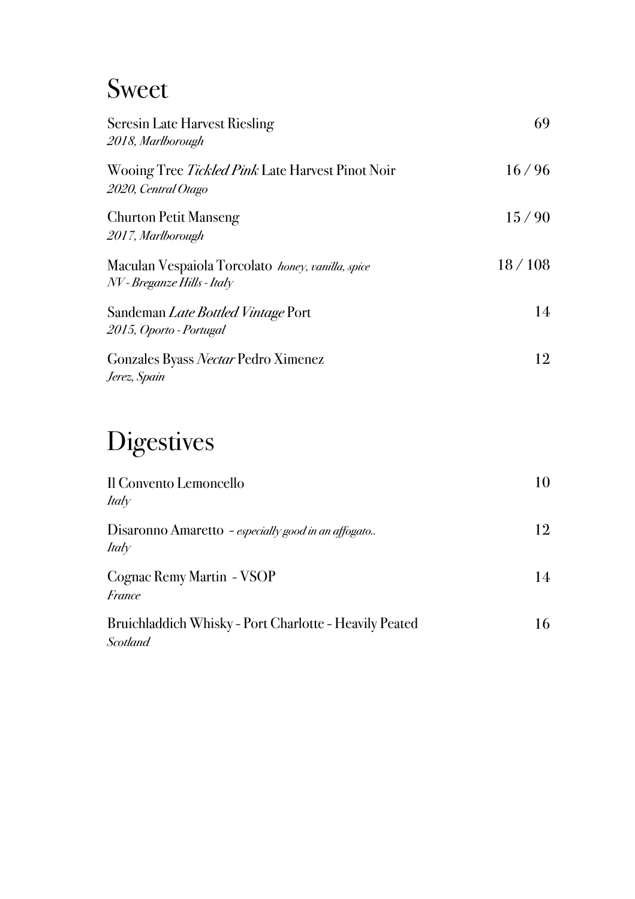# Sweet

Seresin Late Harvest Riesling — 69
*2018, Marlborough*

Wooing Tree *Tickled Pink* Late Harvest Pinot Noir — 16 / 96
*2020, Central Otago*

Churton Petit Manseng — 15 / 90
*2017, Marlborough*

Maculan Vespaiola Torcolato *honey, vanilla, spice* — 18 / 108
*NV - Breganze Hills - Italy*

Sandeman *Late Bottled Vintage* Port — 14
*2015, Oporto - Portugal*

Gonzales Byass *Nectar* Pedro Ximenez — 12
*Jerez, Spain*

# Digestives

Il Convento Lemoncello — 10
*Italy*

Disaronno Amaretto - *especially good in an affogato..* — 12
*Italy*

Cognac Remy Martin - VSOP — 14
*France*

Bruichladdich Whisky - Port Charlotte - Heavily Peated — 16
*Scotland*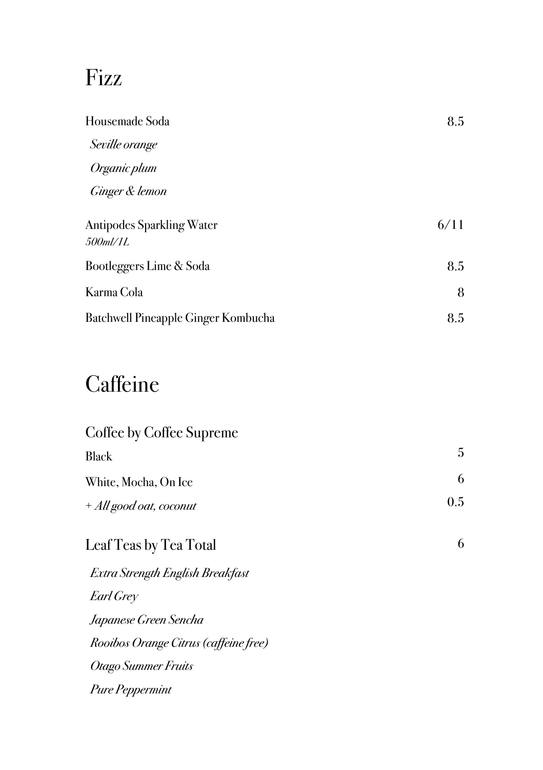# Fizz

| | |
|---|---|
| Housemade Soda | 8.5 |
| *Seville orange* | |
| *Organic plum* | |
| *Ginger & lemon* | |
| Antipodes Sparkling Water *500ml/1L* | 6/11 |
| Bootleggers Lime & Soda | 8.5 |
| Karma Cola | 8 |
| Batchwell Pineapple Ginger Kombucha | 8.5 |

# Caffeine

## Coffee by Coffee Supreme

| | |
|---|---|
| Black | 5 |
| White, Mocha, On Ice | 6 |
| *+ All good oat, coconut* | 0.5 |

## Leaf Teas by Tea Total — 6

*Extra Strength English Breakfast*

*Earl Grey*

*Japanese Green Sencha*

*Rooibos Orange Citrus (caffeine free)*

*Otago Summer Fruits*

*Pure Peppermint*